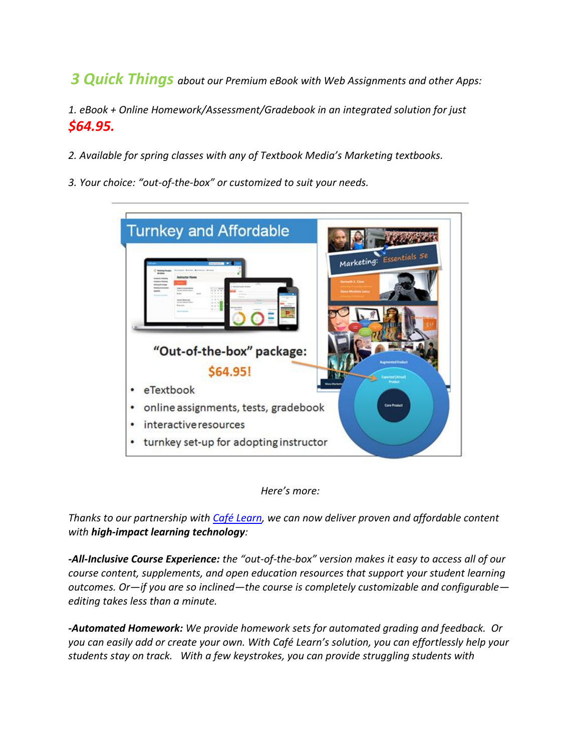***3 Quick Things*** *about our Premium eBook with Web Assignments and other Apps:*

*1. eBook + Online Homework/Assessment/Gradebook in an integrated solution for just* ***$64.95.***

*2. Available for spring classes with any of Textbook Media's Marketing textbooks.*

*3. Your choice: "out-of-the-box" or customized to suit your needs.*

---

Turnkey and Affordable

"Out-of-the-box" package:

$64.95!

- eTextbook
- online assignments, tests, gradebook
- interactive resources
- turnkey set-up for adopting instructor

*Here's more:*

*Thanks to our partnership with [Café Learn](), we can now deliver proven and affordable content with **high-impact learning technology**:*

***-All-Inclusive Course Experience:*** *the "out-of-the-box" version makes it easy to access all of our course content, supplements, and open education resources that support your student learning outcomes. Or—if you are so inclined—the course is completely customizable and configurable—editing takes less than a minute.*

***-Automated Homework:*** *We provide homework sets for automated grading and feedback. Or you can easily add or create your own. With Café Learn's solution, you can effortlessly help your students stay on track. With a few keystrokes, you can provide struggling students with*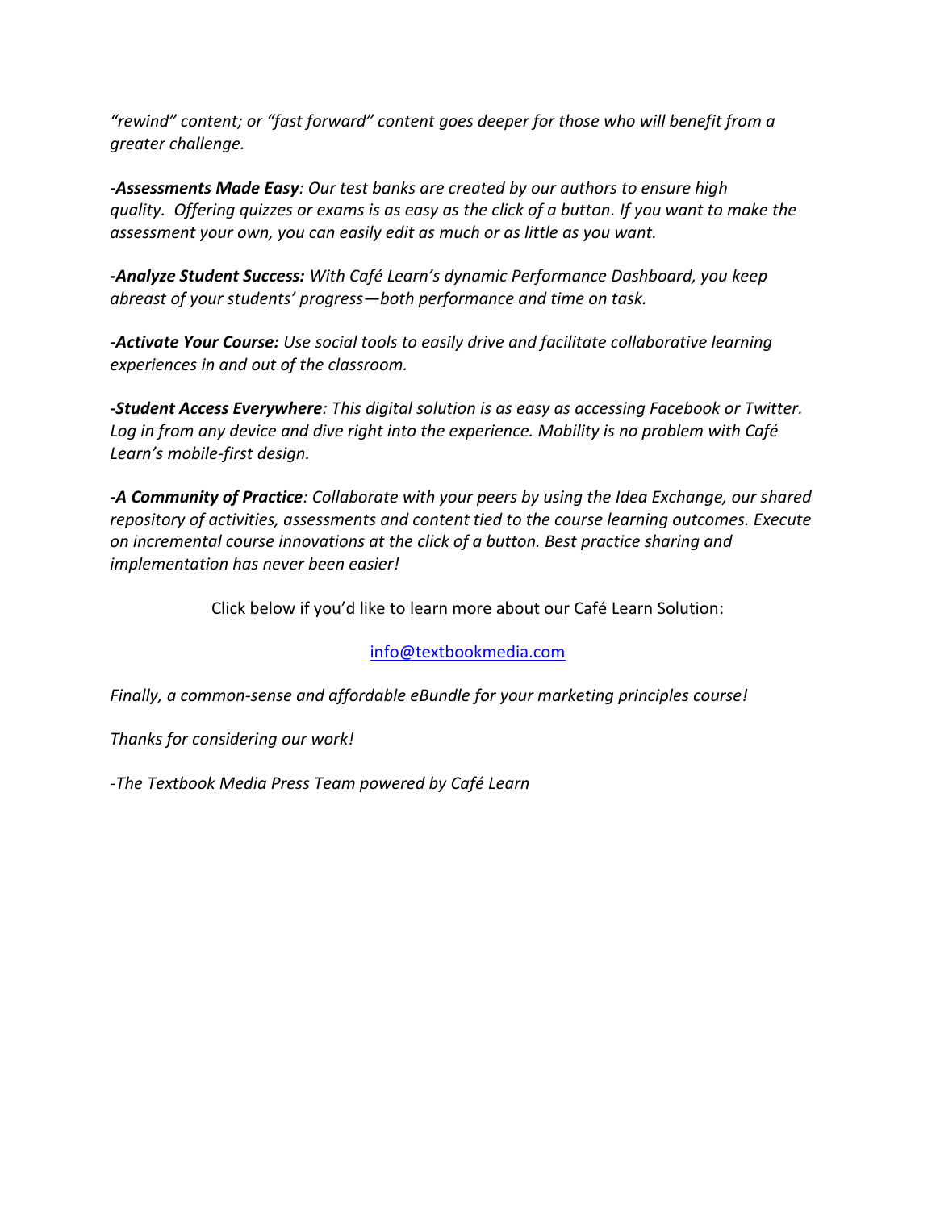*"rewind" content; or "fast forward" content goes deeper for those who will benefit from a greater challenge.*

***-Assessments Made Easy****: Our test banks are created by our authors to ensure high quality. Offering quizzes or exams is as easy as the click of a button. If you want to make the assessment your own, you can easily edit as much or as little as you want.*

***-Analyze Student Success:*** *With Café Learn's dynamic Performance Dashboard, you keep abreast of your students' progress—both performance and time on task.*

***-Activate Your Course:*** *Use social tools to easily drive and facilitate collaborative learning experiences in and out of the classroom.*

***-Student Access Everywhere****: This digital solution is as easy as accessing Facebook or Twitter. Log in from any device and dive right into the experience. Mobility is no problem with Café Learn's mobile-first design.*

***-A Community of Practice****: Collaborate with your peers by using the Idea Exchange, our shared repository of activities, assessments and content tied to the course learning outcomes. Execute on incremental course innovations at the click of a button. Best practice sharing and implementation has never been easier!*

Click below if you'd like to learn more about our Café Learn Solution:

info@textbookmedia.com

*Finally, a common-sense and affordable eBundle for your marketing principles course!*

*Thanks for considering our work!*

*-The Textbook Media Press Team powered by Café Learn*